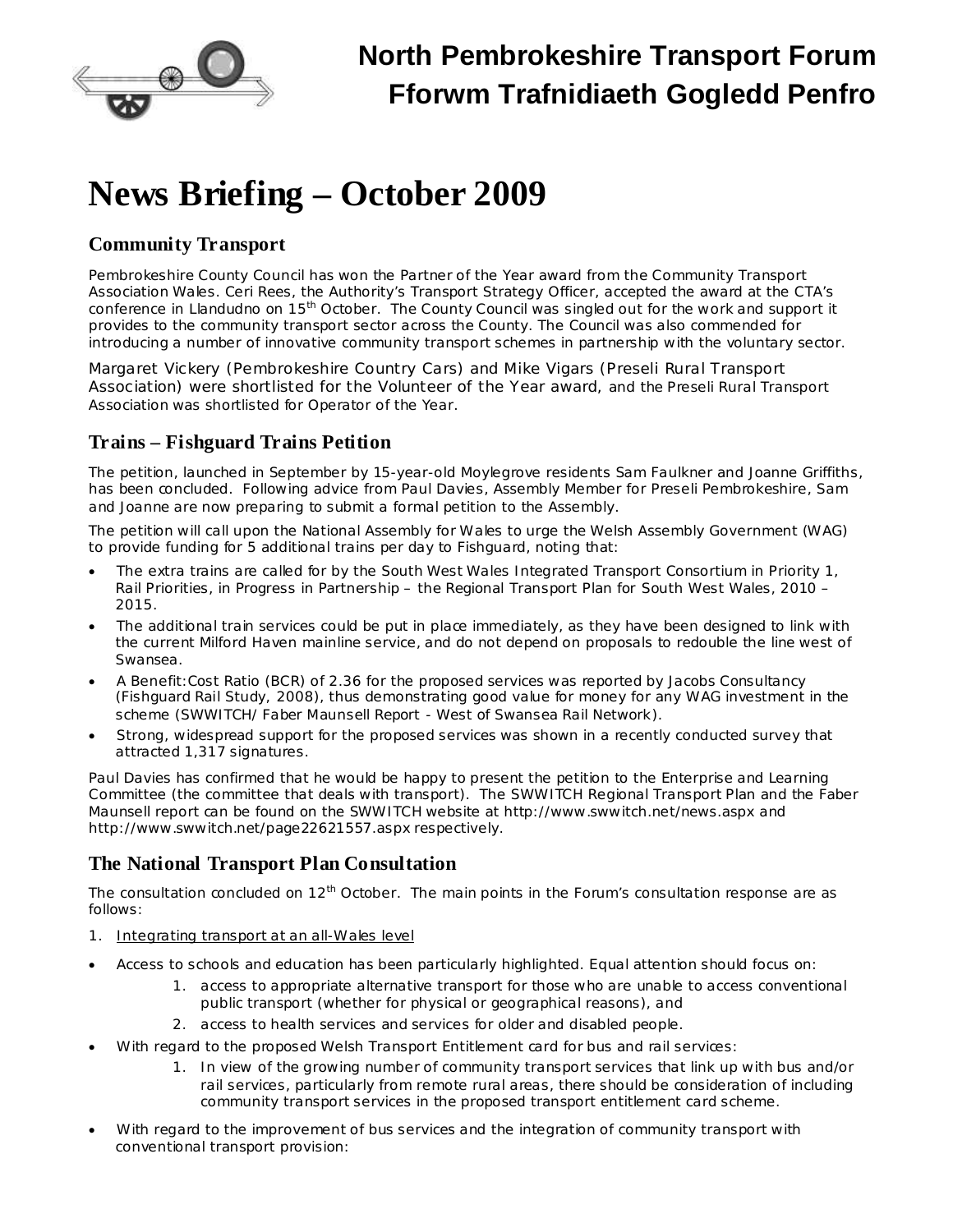# North Pembrokeshire Transport Forum
# Fforwm Trafnidiaeth Gogledd Penfro

# News Briefing – October 2009

## Community Transport

Pembrokeshire County Council has won the Partner of the Year award from the Community Transport Association Wales. Ceri Rees, the Authority's Transport Strategy Officer, accepted the award at the CTA's conference in Llandudno on 15th October. The County Council was singled out for the work and support it provides to the community transport sector across the County. The Council was also commended for introducing a number of innovative community transport schemes in partnership with the voluntary sector.

Margaret Vickery (Pembrokeshire Country Cars) and Mike Vigars (Preseli Rural Transport Association) were shortlisted for the Volunteer of the Year award, and the Preseli Rural Transport Association was shortlisted for Operator of the Year.

## Trains – Fishguard Trains Petition

The petition, launched in September by 15-year-old Moylegrove residents Sam Faulkner and Joanne Griffiths, has been concluded. Following advice from Paul Davies, Assembly Member for Preseli Pembrokeshire, Sam and Joanne are now preparing to submit a formal petition to the Assembly.

The petition will call upon the National Assembly for Wales to urge the Welsh Assembly Government (WAG) to provide funding for 5 additional trains per day to Fishguard, noting that:

- The extra trains are called for by the South West Wales Integrated Transport Consortium in Priority 1, Rail Priorities, in Progress in Partnership – the Regional Transport Plan for South West Wales, 2010 – 2015.
- The additional train services could be put in place immediately, as they have been designed to link with the current Milford Haven mainline service, and do not depend on proposals to redouble the line west of Swansea.
- A Benefit:Cost Ratio (BCR) of 2.36 for the proposed services was reported by Jacobs Consultancy (Fishguard Rail Study, 2008), thus demonstrating good value for money for any WAG investment in the scheme (SWWITCH/ Faber Maunsell Report - West of Swansea Rail Network).
- Strong, widespread support for the proposed services was shown in a recently conducted survey that attracted 1,317 signatures.

Paul Davies has confirmed that he would be happy to present the petition to the Enterprise and Learning Committee (the committee that deals with transport). The SWWITCH Regional Transport Plan and the Faber Maunsell report can be found on the SWWITCH website at http://www.swwitch.net/news.aspx and http://www.swwitch.net/page22621557.aspx respectively.

## The National Transport Plan Consultation

The consultation concluded on 12th October. The main points in the Forum's consultation response are as follows:

1. Integrating transport at an all-Wales level

- Access to schools and education has been particularly highlighted. Equal attention should focus on:
    1. access to appropriate alternative transport for those who are unable to access conventional public transport (whether for physical or geographical reasons), and
    2. access to health services and services for older and disabled people.
- With regard to the proposed Welsh Transport Entitlement card for bus and rail services:
    1. In view of the growing number of community transport services that link up with bus and/or rail services, particularly from remote rural areas, there should be consideration of including community transport services in the proposed transport entitlement card scheme.
- With regard to the improvement of bus services and the integration of community transport with conventional transport provision: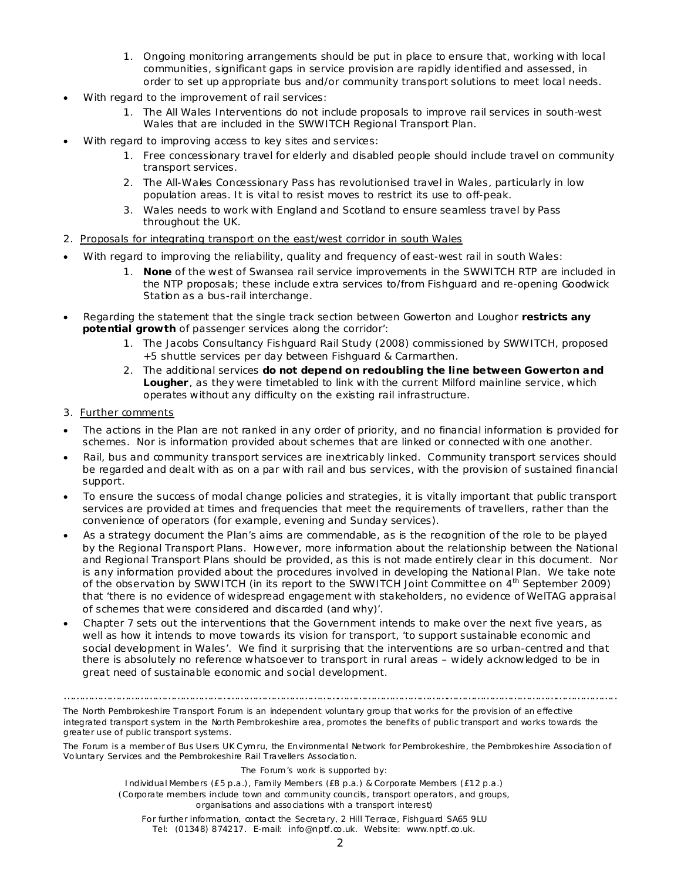1. Ongoing monitoring arrangements should be put in place to ensure that, working with local communities, significant gaps in service provision are rapidly identified and assessed, in order to set up appropriate bus and/or community transport solutions to meet local needs.

- With regard to the improvement of rail services:
  1. The All Wales Interventions do not include proposals to improve rail services in south-west Wales that are included in the SWWITCH Regional Transport Plan.
- With regard to improving access to key sites and services:
  1. Free concessionary travel for elderly and disabled people should include travel on community transport services.
  2. The All-Wales Concessionary Pass has revolutionised travel in Wales, particularly in low population areas. It is vital to resist moves to restrict its use to off-peak.
  3. Wales needs to work with England and Scotland to ensure seamless travel by Pass throughout the UK.

2. Proposals for integrating transport on the east/west corridor in south Wales

- With regard to improving the reliability, quality and frequency of east-west rail in south Wales:
  1. **None** of the west of Swansea rail service improvements in the SWWITCH RTP are included in the NTP proposals; these include extra services to/from Fishguard and re-opening Goodwick Station as a bus-rail interchange.
- Regarding the statement that the single track section between Gowerton and Loughor **restricts any potential growth** of passenger services along the corridor':
  1. The Jacobs Consultancy Fishguard Rail Study (2008) commissioned by SWWITCH, proposed +5 shuttle services per day between Fishguard & Carmarthen.
  2. The additional services **do not depend on redoubling the line between Gowerton and Lougher**, as they were timetabled to link with the current Milford mainline service, which operates without any difficulty on the existing rail infrastructure.

3. Further comments

- The actions in the Plan are not ranked in any order of priority, and no financial information is provided for schemes. Nor is information provided about schemes that are linked or connected with one another.
- Rail, bus and community transport services are inextricably linked. Community transport services should be regarded and dealt with as on a par with rail and bus services, with the provision of sustained financial support.
- To ensure the success of modal change policies and strategies, it is vitally important that public transport services are provided at times and frequencies that meet the requirements of travellers, rather than the convenience of operators (for example, evening and Sunday services).
- As a strategy document the Plan's aims are commendable, as is the recognition of the role to be played by the Regional Transport Plans. However, more information about the relationship between the National and Regional Transport Plans should be provided, as this is not made entirely clear in this document. Nor is any information provided about the procedures involved in developing the National Plan. We take note of the observation by SWWITCH (in its report to the SWWITCH Joint Committee on 4th September 2009) that 'there is no evidence of widespread engagement with stakeholders, no evidence of WelTAG appraisal of schemes that were considered and discarded (and why)'.
- Chapter 7 sets out the interventions that the Government intends to make over the next five years, as well as how it intends to move towards its vision for transport, 'to support sustainable economic and social development in Wales'. We find it surprising that the interventions are so urban-centred and that there is absolutely no reference whatsoever to transport in rural areas – widely acknowledged to be in great need of sustainable economic and social development.

……………………………………………………………………………………………………………………………………………

*The North Pembrokeshire Transport Forum is an independent voluntary group that works for the provision of an effective integrated transport system in the North Pembrokeshire area, promotes the benefits of public transport and works towards the greater use of public transport systems.*

*The Forum is a member of Bus Users UK Cymru, the Environmental Network for Pembrokeshire, the Pembrokeshire Association of Voluntary Services and the Pembrokeshire Rail Travellers Association.*

*The Forum's work is supported by:*

*Individual Members (£5 p.a.), Family Members (£8 p.a.) & Corporate Members (£12 p.a.)*
*(Corporate members include town and community councils, transport operators, and groups, organisations and associations with a transport interest)*

*For further information, contact the Secretary, 2 Hill Terrace, Fishguard SA65 9LU*
*Tel: (01348) 874217. E-mail: info@nptf.co.uk. Website: www.nptf.co.uk.*